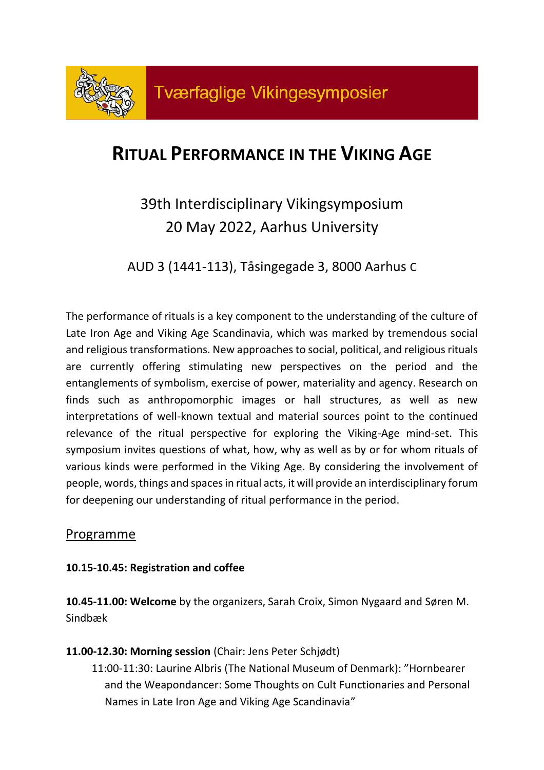Tværfaglige Vikingesymposier

# RITUAL PERFORMANCE IN THE VIKING AGE

## 39th Interdisciplinary Vikingsymposium
## 20 May 2022, Aarhus University

AUD 3 (1441-113), Tåsingegade 3, 8000 Aarhus C

The performance of rituals is a key component to the understanding of the culture of Late Iron Age and Viking Age Scandinavia, which was marked by tremendous social and religious transformations. New approaches to social, political, and religious rituals are currently offering stimulating new perspectives on the period and the entanglements of symbolism, exercise of power, materiality and agency. Research on finds such as anthropomorphic images or hall structures, as well as new interpretations of well-known textual and material sources point to the continued relevance of the ritual perspective for exploring the Viking-Age mind-set. This symposium invites questions of what, how, why as well as by or for whom rituals of various kinds were performed in the Viking Age. By considering the involvement of people, words, things and spaces in ritual acts, it will provide an interdisciplinary forum for deepening our understanding of ritual performance in the period.

## Programme

**10.15-10.45: Registration and coffee**

**10.45-11.00: Welcome** by the organizers, Sarah Croix, Simon Nygaard and Søren M. Sindbæk

**11.00-12.30: Morning session** (Chair: Jens Peter Schjødt)

11:00-11:30: Laurine Albris (The National Museum of Denmark): "Hornbearer and the Weapondancer: Some Thoughts on Cult Functionaries and Personal Names in Late Iron Age and Viking Age Scandinavia"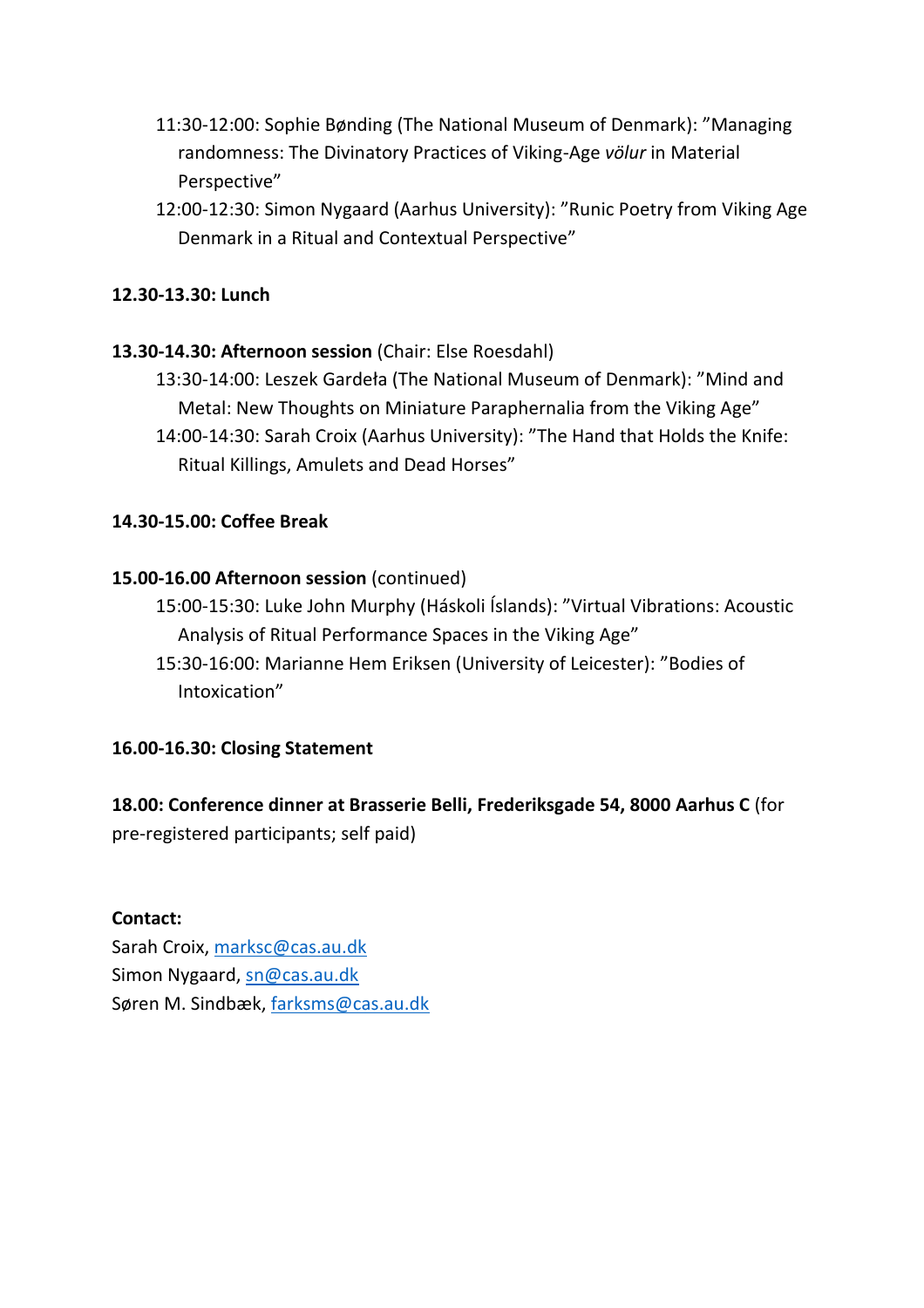- 11:30-12:00: Sophie Bønding (The National Museum of Denmark): ”Managing randomness: The Divinatory Practices of Viking-Age *völur* in Material Perspective”
- 12:00-12:30: Simon Nygaard (Aarhus University): ”Runic Poetry from Viking Age Denmark in a Ritual and Contextual Perspective”

**12.30-13.30: Lunch**

**13.30-14.30: Afternoon session** (Chair: Else Roesdahl)

- 13:30-14:00: Leszek Gardeła (The National Museum of Denmark): ”Mind and Metal: New Thoughts on Miniature Paraphernalia from the Viking Age”
- 14:00-14:30: Sarah Croix (Aarhus University): ”The Hand that Holds the Knife: Ritual Killings, Amulets and Dead Horses”

**14.30-15.00: Coffee Break**

**15.00-16.00 Afternoon session** (continued)

- 15:00-15:30: Luke John Murphy (Háskoli Íslands): ”Virtual Vibrations: Acoustic Analysis of Ritual Performance Spaces in the Viking Age”
- 15:30-16:00: Marianne Hem Eriksen (University of Leicester): ”Bodies of Intoxication”

**16.00-16.30: Closing Statement**

**18.00: Conference dinner at Brasserie Belli, Frederiksgade 54, 8000 Aarhus C** (for pre-registered participants; self paid)

**Contact:**
Sarah Croix, [marksc@cas.au.dk](mailto:marksc@cas.au.dk)
Simon Nygaard, [sn@cas.au.dk](mailto:sn@cas.au.dk)
Søren M. Sindbæk, [farksms@cas.au.dk](mailto:farksms@cas.au.dk)